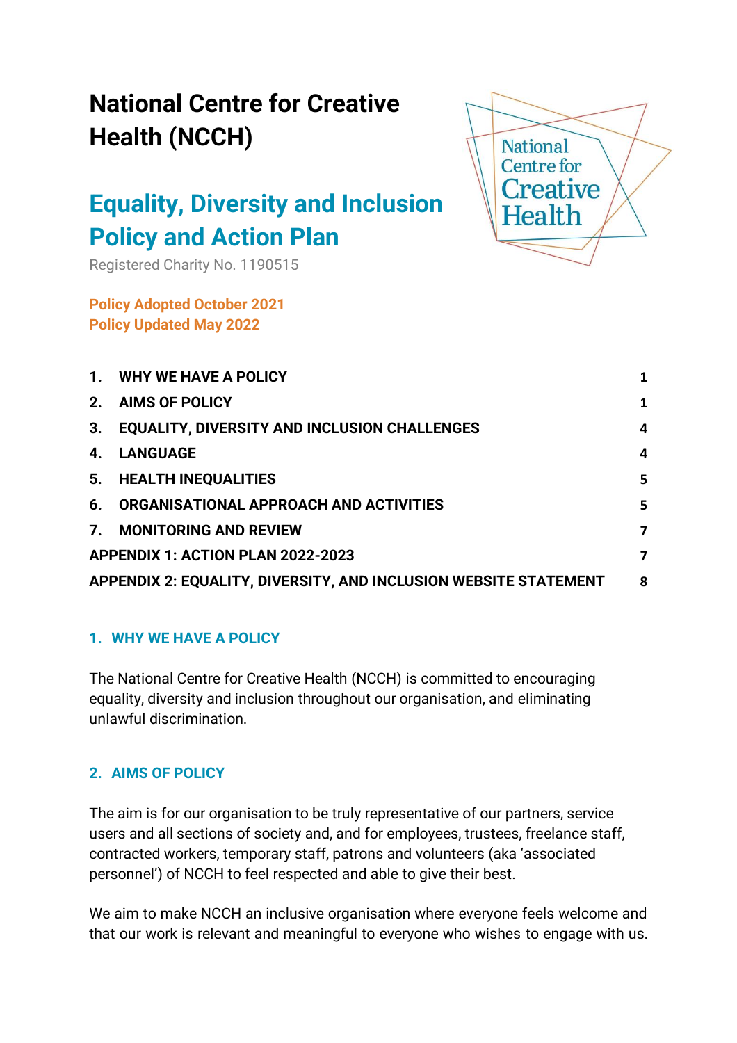# National Centre for Creative Health (NCCH)

## Equality, Diversity and Inclusion Policy and Action Plan

Registered Charity No. 1190515

**Policy Adopted October 2021**
**Policy Updated May 2022**

| | |
|---|---|
| 1. WHY WE HAVE A POLICY | 1 |
| 2. AIMS OF POLICY | 1 |
| 3. EQUALITY, DIVERSITY AND INCLUSION CHALLENGES | 4 |
| 4. LANGUAGE | 4 |
| 5. HEALTH INEQUALITIES | 5 |
| 6. ORGANISATIONAL APPROACH AND ACTIVITIES | 5 |
| 7. MONITORING AND REVIEW | 7 |
| APPENDIX 1: ACTION PLAN 2022-2023 | 7 |
| APPENDIX 2: EQUALITY, DIVERSITY, AND INCLUSION WEBSITE STATEMENT | 8 |

### 1. WHY WE HAVE A POLICY

The National Centre for Creative Health (NCCH) is committed to encouraging equality, diversity and inclusion throughout our organisation, and eliminating unlawful discrimination.

### 2. AIMS OF POLICY

The aim is for our organisation to be truly representative of our partners, service users and all sections of society and, and for employees, trustees, freelance staff, contracted workers, temporary staff, patrons and volunteers (aka 'associated personnel') of NCCH to feel respected and able to give their best.

We aim to make NCCH an inclusive organisation where everyone feels welcome and that our work is relevant and meaningful to everyone who wishes to engage with us.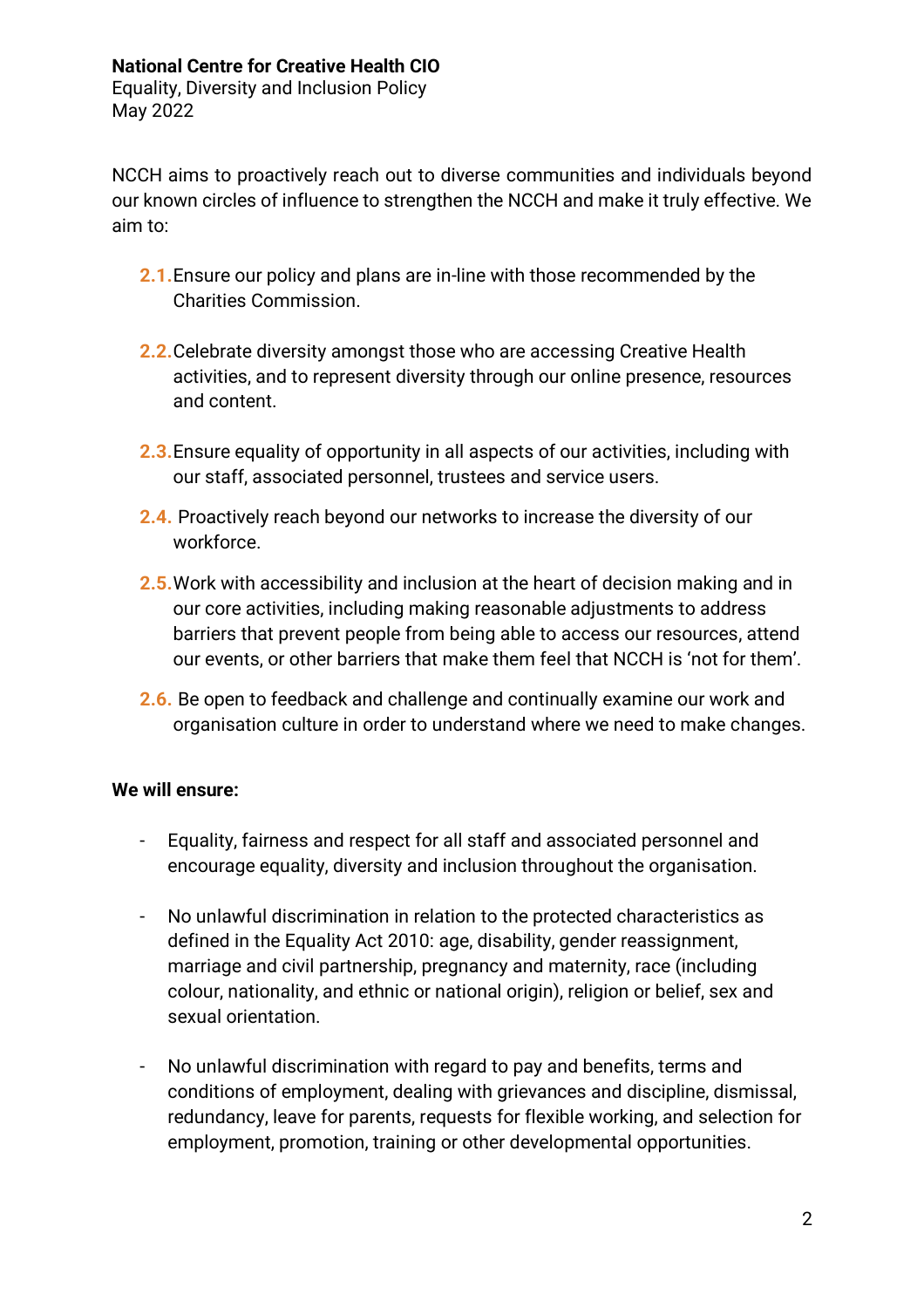NCCH aims to proactively reach out to diverse communities and individuals beyond our known circles of influence to strengthen the NCCH and make it truly effective. We aim to:

2.1. Ensure our policy and plans are in-line with those recommended by the Charities Commission.

2.2. Celebrate diversity amongst those who are accessing Creative Health activities, and to represent diversity through our online presence, resources and content.

2.3. Ensure equality of opportunity in all aspects of our activities, including with our staff, associated personnel, trustees and service users.

2.4. Proactively reach beyond our networks to increase the diversity of our workforce.

2.5. Work with accessibility and inclusion at the heart of decision making and in our core activities, including making reasonable adjustments to address barriers that prevent people from being able to access our resources, attend our events, or other barriers that make them feel that NCCH is 'not for them'.

2.6. Be open to feedback and challenge and continually examine our work and organisation culture in order to understand where we need to make changes.

**We will ensure:**

- Equality, fairness and respect for all staff and associated personnel and encourage equality, diversity and inclusion throughout the organisation.

- No unlawful discrimination in relation to the protected characteristics as defined in the Equality Act 2010: age, disability, gender reassignment, marriage and civil partnership, pregnancy and maternity, race (including colour, nationality, and ethnic or national origin), religion or belief, sex and sexual orientation.

- No unlawful discrimination with regard to pay and benefits, terms and conditions of employment, dealing with grievances and discipline, dismissal, redundancy, leave for parents, requests for flexible working, and selection for employment, promotion, training or other developmental opportunities.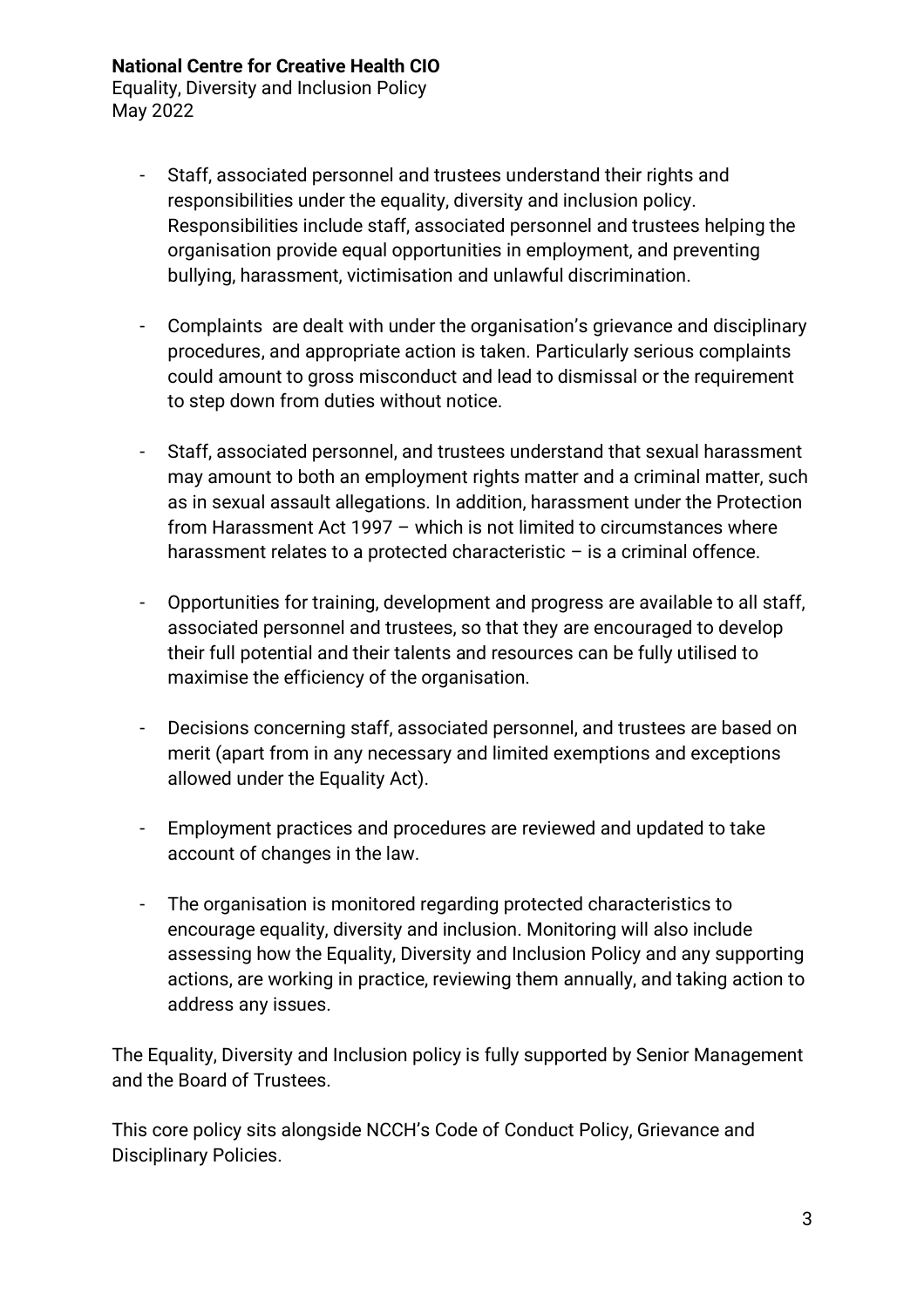- Staff, associated personnel and trustees understand their rights and responsibilities under the equality, diversity and inclusion policy. Responsibilities include staff, associated personnel and trustees helping the organisation provide equal opportunities in employment, and preventing bullying, harassment, victimisation and unlawful discrimination.

- Complaints are dealt with under the organisation's grievance and disciplinary procedures, and appropriate action is taken. Particularly serious complaints could amount to gross misconduct and lead to dismissal or the requirement to step down from duties without notice.

- Staff, associated personnel, and trustees understand that sexual harassment may amount to both an employment rights matter and a criminal matter, such as in sexual assault allegations. In addition, harassment under the Protection from Harassment Act 1997 – which is not limited to circumstances where harassment relates to a protected characteristic – is a criminal offence.

- Opportunities for training, development and progress are available to all staff, associated personnel and trustees, so that they are encouraged to develop their full potential and their talents and resources can be fully utilised to maximise the efficiency of the organisation.

- Decisions concerning staff, associated personnel, and trustees are based on merit (apart from in any necessary and limited exemptions and exceptions allowed under the Equality Act).

- Employment practices and procedures are reviewed and updated to take account of changes in the law.

- The organisation is monitored regarding protected characteristics to encourage equality, diversity and inclusion. Monitoring will also include assessing how the Equality, Diversity and Inclusion Policy and any supporting actions, are working in practice, reviewing them annually, and taking action to address any issues.

The Equality, Diversity and Inclusion policy is fully supported by Senior Management and the Board of Trustees.

This core policy sits alongside NCCH's Code of Conduct Policy, Grievance and Disciplinary Policies.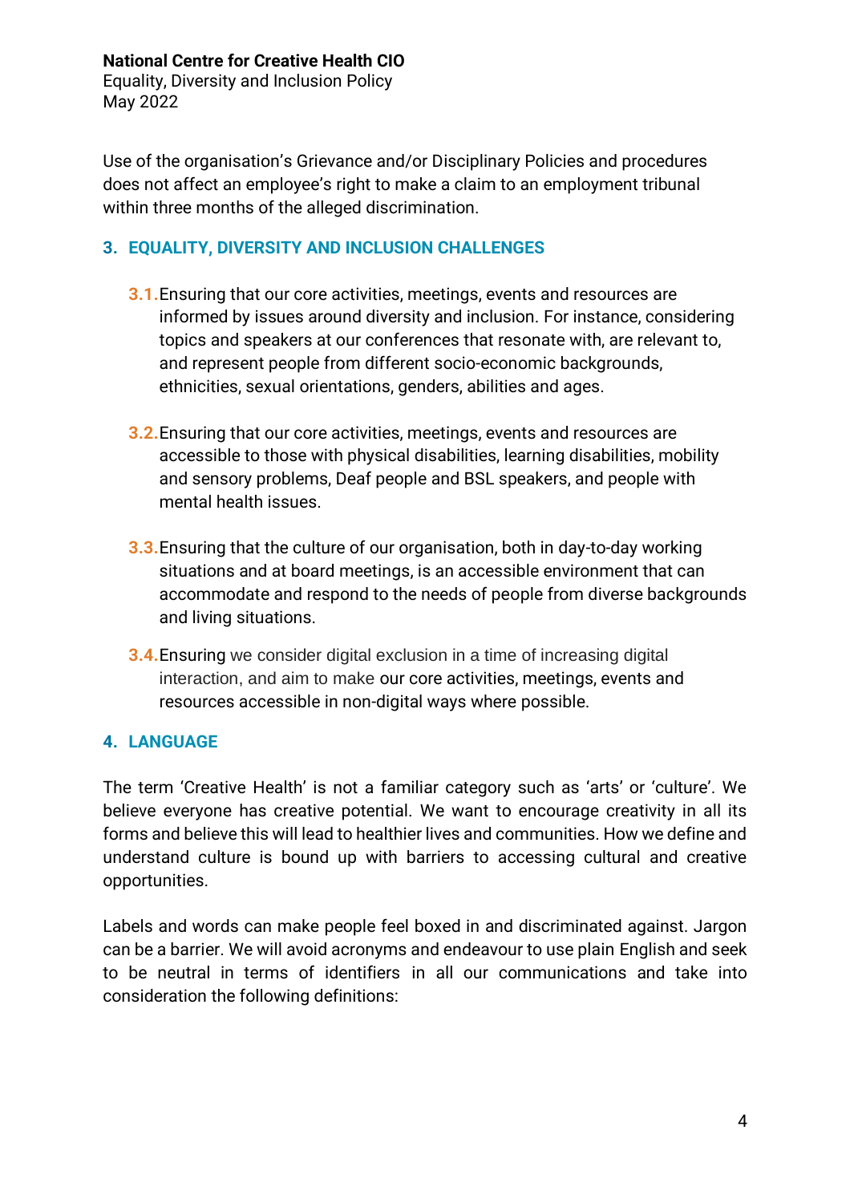Use of the organisation's Grievance and/or Disciplinary Policies and procedures does not affect an employee's right to make a claim to an employment tribunal within three months of the alleged discrimination.

## 3. EQUALITY, DIVERSITY AND INCLUSION CHALLENGES

3.1. Ensuring that our core activities, meetings, events and resources are informed by issues around diversity and inclusion. For instance, considering topics and speakers at our conferences that resonate with, are relevant to, and represent people from different socio-economic backgrounds, ethnicities, sexual orientations, genders, abilities and ages.

3.2. Ensuring that our core activities, meetings, events and resources are accessible to those with physical disabilities, learning disabilities, mobility and sensory problems, Deaf people and BSL speakers, and people with mental health issues.

3.3. Ensuring that the culture of our organisation, both in day-to-day working situations and at board meetings, is an accessible environment that can accommodate and respond to the needs of people from diverse backgrounds and living situations.

3.4. Ensuring we consider digital exclusion in a time of increasing digital interaction, and aim to make our core activities, meetings, events and resources accessible in non-digital ways where possible.

## 4. LANGUAGE

The term 'Creative Health' is not a familiar category such as 'arts' or 'culture'. We believe everyone has creative potential. We want to encourage creativity in all its forms and believe this will lead to healthier lives and communities. How we define and understand culture is bound up with barriers to accessing cultural and creative opportunities.

Labels and words can make people feel boxed in and discriminated against. Jargon can be a barrier. We will avoid acronyms and endeavour to use plain English and seek to be neutral in terms of identifiers in all our communications and take into consideration the following definitions: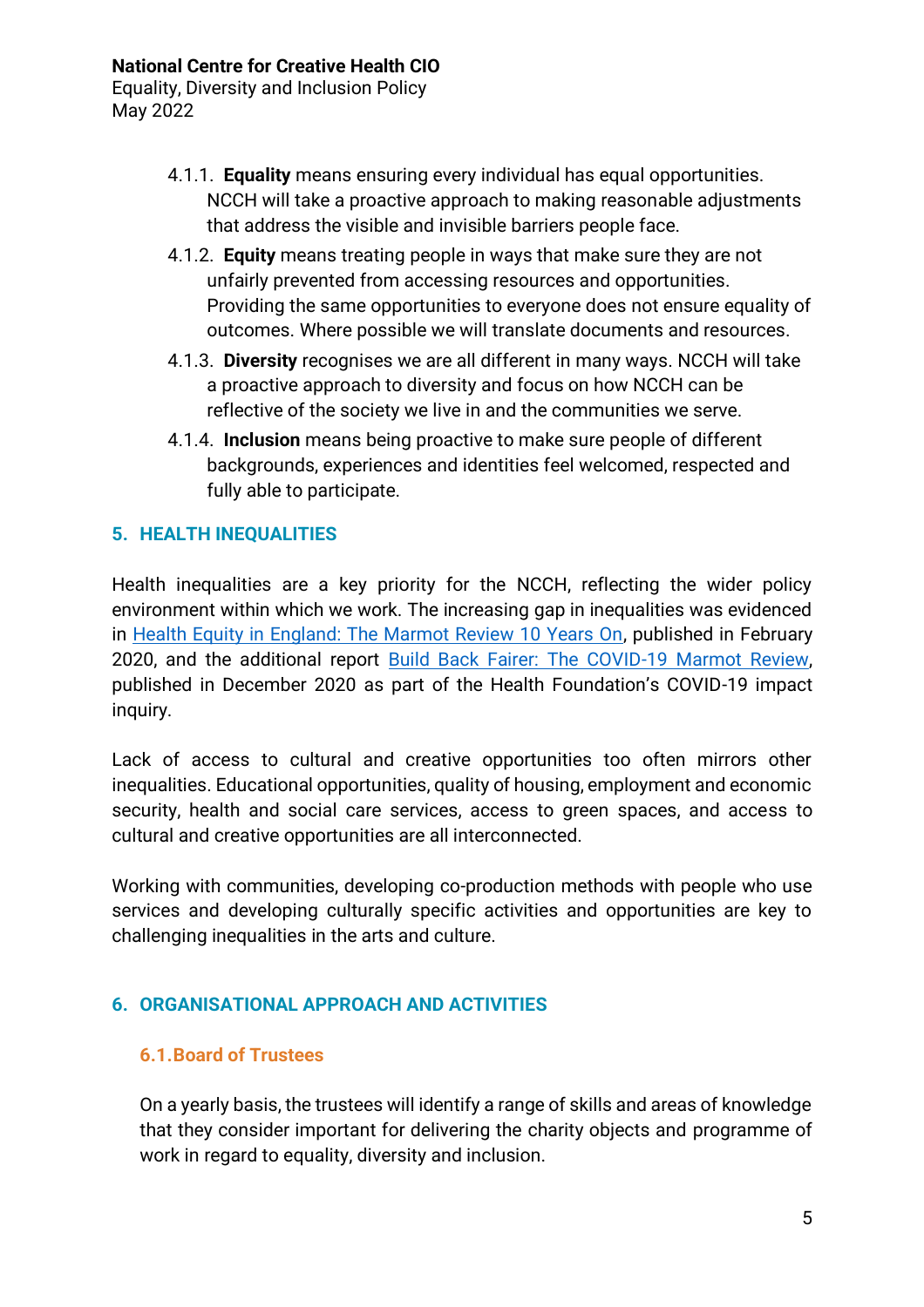4.1.1. **Equality** means ensuring every individual has equal opportunities. NCCH will take a proactive approach to making reasonable adjustments that address the visible and invisible barriers people face.

4.1.2. **Equity** means treating people in ways that make sure they are not unfairly prevented from accessing resources and opportunities. Providing the same opportunities to everyone does not ensure equality of outcomes. Where possible we will translate documents and resources.

4.1.3. **Diversity** recognises we are all different in many ways. NCCH will take a proactive approach to diversity and focus on how NCCH can be reflective of the society we live in and the communities we serve.

4.1.4. **Inclusion** means being proactive to make sure people of different backgrounds, experiences and identities feel welcomed, respected and fully able to participate.

## 5. HEALTH INEQUALITIES

Health inequalities are a key priority for the NCCH, reflecting the wider policy environment within which we work. The increasing gap in inequalities was evidenced in Health Equity in England: The Marmot Review 10 Years On, published in February 2020, and the additional report Build Back Fairer: The COVID-19 Marmot Review, published in December 2020 as part of the Health Foundation's COVID-19 impact inquiry.

Lack of access to cultural and creative opportunities too often mirrors other inequalities. Educational opportunities, quality of housing, employment and economic security, health and social care services, access to green spaces, and access to cultural and creative opportunities are all interconnected.

Working with communities, developing co-production methods with people who use services and developing culturally specific activities and opportunities are key to challenging inequalities in the arts and culture.

## 6. ORGANISATIONAL APPROACH AND ACTIVITIES

### 6.1. Board of Trustees

On a yearly basis, the trustees will identify a range of skills and areas of knowledge that they consider important for delivering the charity objects and programme of work in regard to equality, diversity and inclusion.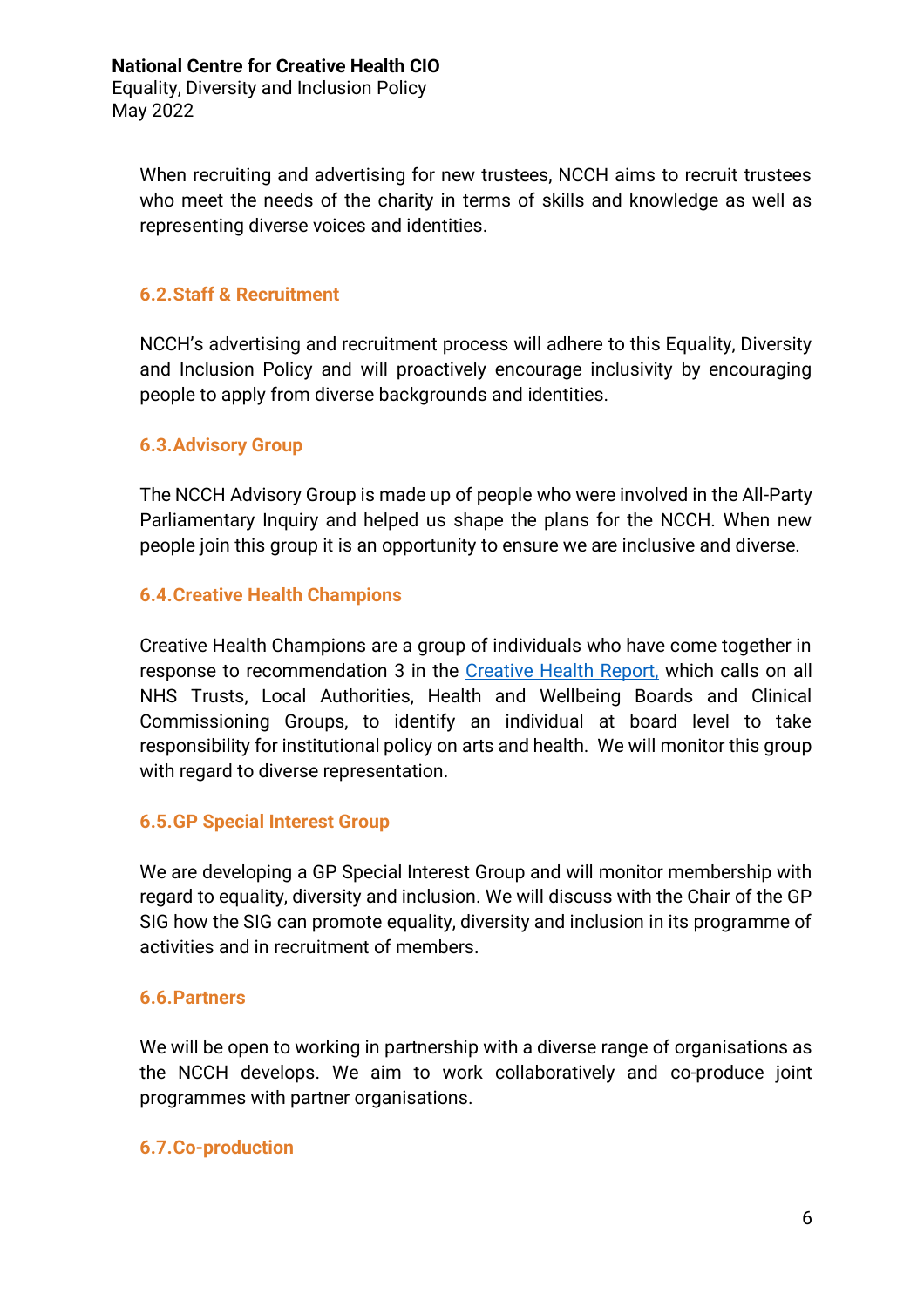When recruiting and advertising for new trustees, NCCH aims to recruit trustees who meet the needs of the charity in terms of skills and knowledge as well as representing diverse voices and identities.

### 6.2. Staff & Recruitment

NCCH's advertising and recruitment process will adhere to this Equality, Diversity and Inclusion Policy and will proactively encourage inclusivity by encouraging people to apply from diverse backgrounds and identities.

### 6.3. Advisory Group

The NCCH Advisory Group is made up of people who were involved in the All-Party Parliamentary Inquiry and helped us shape the plans for the NCCH. When new people join this group it is an opportunity to ensure we are inclusive and diverse.

### 6.4. Creative Health Champions

Creative Health Champions are a group of individuals who have come together in response to recommendation 3 in the Creative Health Report, which calls on all NHS Trusts, Local Authorities, Health and Wellbeing Boards and Clinical Commissioning Groups, to identify an individual at board level to take responsibility for institutional policy on arts and health. We will monitor this group with regard to diverse representation.

### 6.5. GP Special Interest Group

We are developing a GP Special Interest Group and will monitor membership with regard to equality, diversity and inclusion. We will discuss with the Chair of the GP SIG how the SIG can promote equality, diversity and inclusion in its programme of activities and in recruitment of members.

### 6.6. Partners

We will be open to working in partnership with a diverse range of organisations as the NCCH develops. We aim to work collaboratively and co-produce joint programmes with partner organisations.

### 6.7. Co-production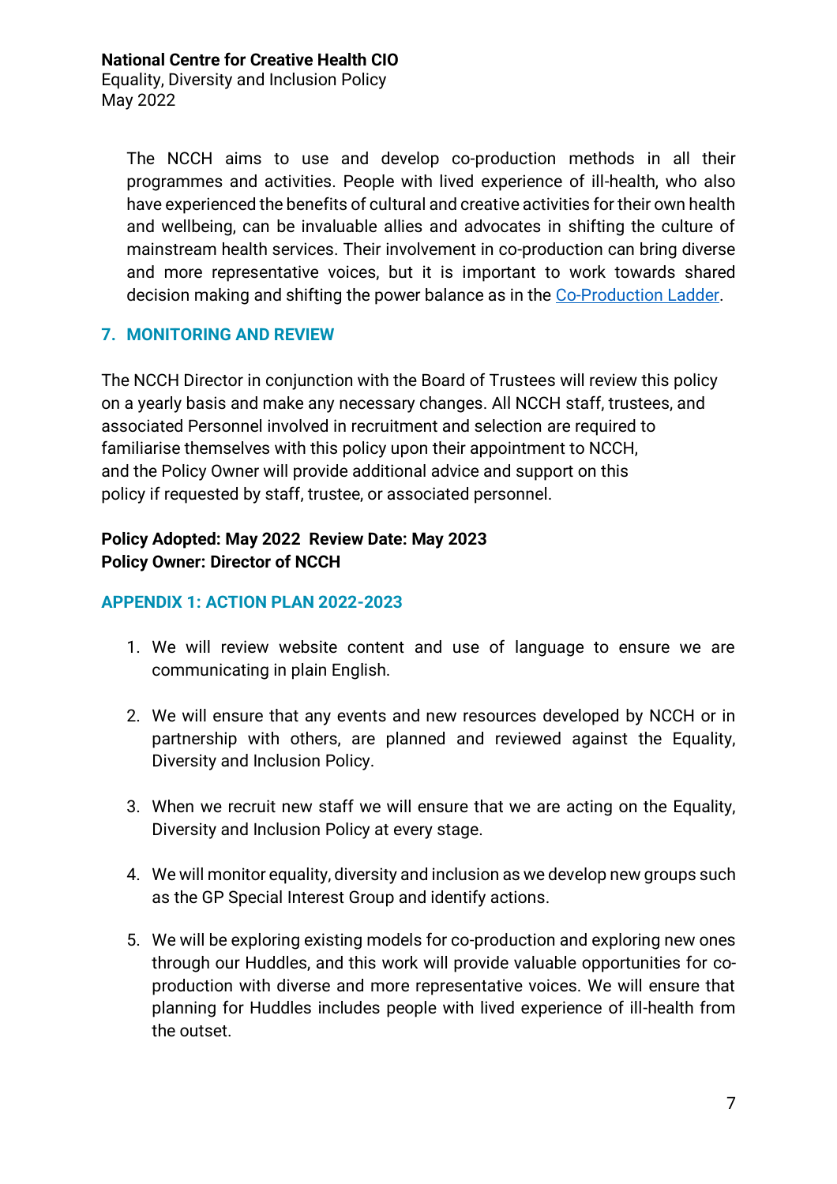The NCCH aims to use and develop co-production methods in all their programmes and activities. People with lived experience of ill-health, who also have experienced the benefits of cultural and creative activities for their own health and wellbeing, can be invaluable allies and advocates in shifting the culture of mainstream health services. Their involvement in co-production can bring diverse and more representative voices, but it is important to work towards shared decision making and shifting the power balance as in the Co-Production Ladder.

## 7. MONITORING AND REVIEW

The NCCH Director in conjunction with the Board of Trustees will review this policy on a yearly basis and make any necessary changes. All NCCH staff, trustees, and associated Personnel involved in recruitment and selection are required to familiarise themselves with this policy upon their appointment to NCCH, and the Policy Owner will provide additional advice and support on this policy if requested by staff, trustee, or associated personnel.

**Policy Adopted: May 2022 Review Date: May 2023**
**Policy Owner: Director of NCCH**

## APPENDIX 1: ACTION PLAN 2022-2023

1. We will review website content and use of language to ensure we are communicating in plain English.

2. We will ensure that any events and new resources developed by NCCH or in partnership with others, are planned and reviewed against the Equality, Diversity and Inclusion Policy.

3. When we recruit new staff we will ensure that we are acting on the Equality, Diversity and Inclusion Policy at every stage.

4. We will monitor equality, diversity and inclusion as we develop new groups such as the GP Special Interest Group and identify actions.

5. We will be exploring existing models for co-production and exploring new ones through our Huddles, and this work will provide valuable opportunities for co-production with diverse and more representative voices. We will ensure that planning for Huddles includes people with lived experience of ill-health from the outset.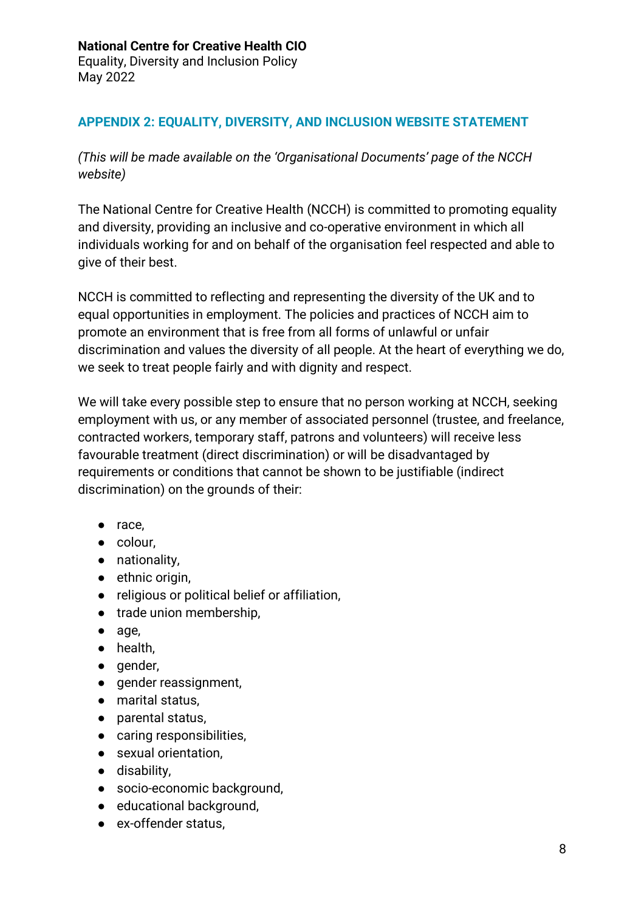## APPENDIX 2: EQUALITY, DIVERSITY, AND INCLUSION WEBSITE STATEMENT

*(This will be made available on the 'Organisational Documents' page of the NCCH website)*

The National Centre for Creative Health (NCCH) is committed to promoting equality and diversity, providing an inclusive and co-operative environment in which all individuals working for and on behalf of the organisation feel respected and able to give of their best.

NCCH is committed to reflecting and representing the diversity of the UK and to equal opportunities in employment. The policies and practices of NCCH aim to promote an environment that is free from all forms of unlawful or unfair discrimination and values the diversity of all people. At the heart of everything we do, we seek to treat people fairly and with dignity and respect.

We will take every possible step to ensure that no person working at NCCH, seeking employment with us, or any member of associated personnel (trustee, and freelance, contracted workers, temporary staff, patrons and volunteers) will receive less favourable treatment (direct discrimination) or will be disadvantaged by requirements or conditions that cannot be shown to be justifiable (indirect discrimination) on the grounds of their:

- race,
- colour,
- nationality,
- ethnic origin,
- religious or political belief or affiliation,
- trade union membership,
- age,
- health,
- gender,
- gender reassignment,
- marital status,
- parental status,
- caring responsibilities,
- sexual orientation,
- disability,
- socio-economic background,
- educational background,
- ex-offender status,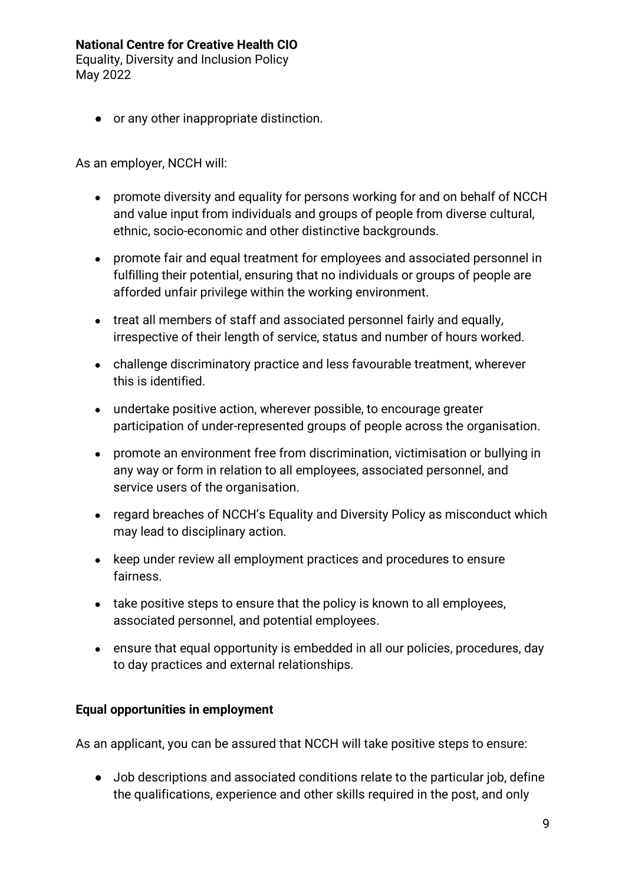- or any other inappropriate distinction.

As an employer, NCCH will:

- promote diversity and equality for persons working for and on behalf of NCCH and value input from individuals and groups of people from diverse cultural, ethnic, socio-economic and other distinctive backgrounds.
- promote fair and equal treatment for employees and associated personnel in fulfilling their potential, ensuring that no individuals or groups of people are afforded unfair privilege within the working environment.
- treat all members of staff and associated personnel fairly and equally, irrespective of their length of service, status and number of hours worked.
- challenge discriminatory practice and less favourable treatment, wherever this is identified.
- undertake positive action, wherever possible, to encourage greater participation of under-represented groups of people across the organisation.
- promote an environment free from discrimination, victimisation or bullying in any way or form in relation to all employees, associated personnel, and service users of the organisation.
- regard breaches of NCCH's Equality and Diversity Policy as misconduct which may lead to disciplinary action.
- keep under review all employment practices and procedures to ensure fairness.
- take positive steps to ensure that the policy is known to all employees, associated personnel, and potential employees.
- ensure that equal opportunity is embedded in all our policies, procedures, day to day practices and external relationships.

**Equal opportunities in employment**

As an applicant, you can be assured that NCCH will take positive steps to ensure:

- Job descriptions and associated conditions relate to the particular job, define the qualifications, experience and other skills required in the post, and only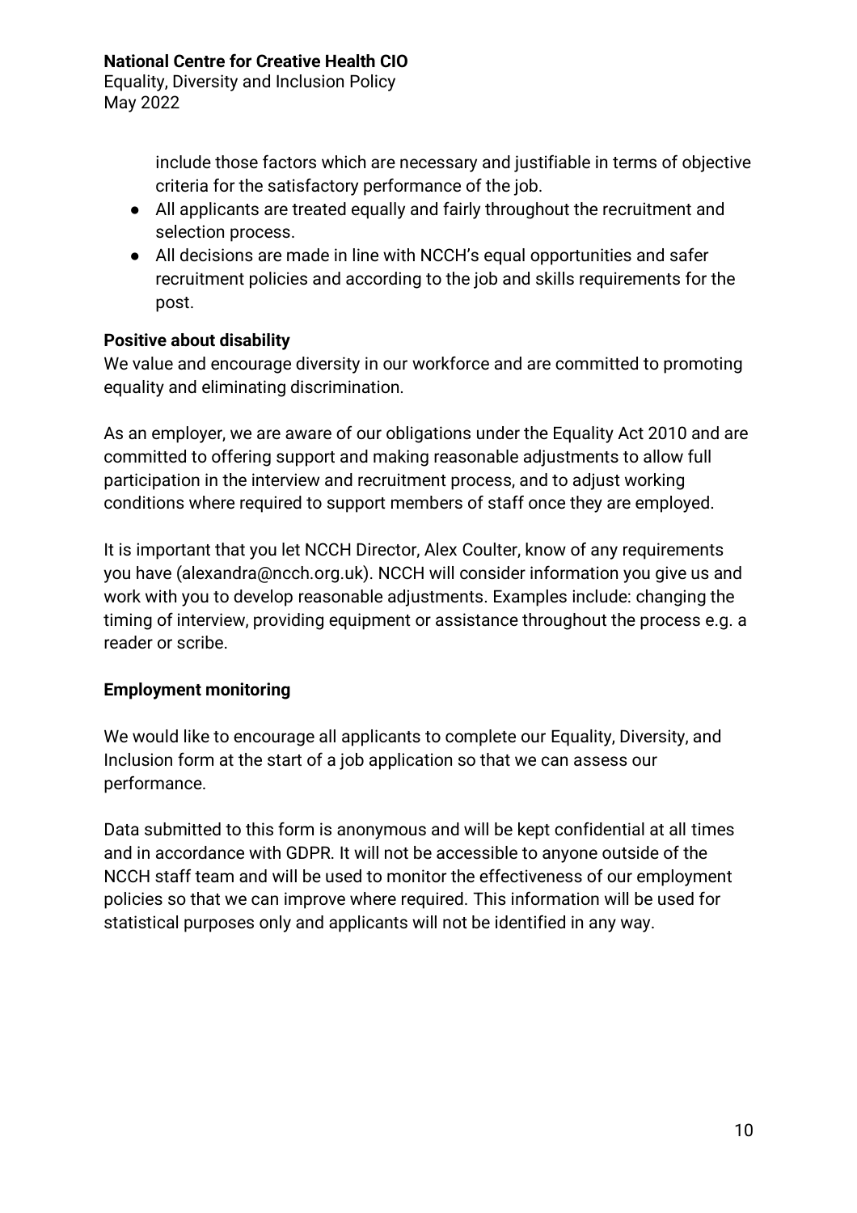include those factors which are necessary and justifiable in terms of objective criteria for the satisfactory performance of the job.
- All applicants are treated equally and fairly throughout the recruitment and selection process.
- All decisions are made in line with NCCH's equal opportunities and safer recruitment policies and according to the job and skills requirements for the post.

**Positive about disability**

We value and encourage diversity in our workforce and are committed to promoting equality and eliminating discrimination.

As an employer, we are aware of our obligations under the Equality Act 2010 and are committed to offering support and making reasonable adjustments to allow full participation in the interview and recruitment process, and to adjust working conditions where required to support members of staff once they are employed.

It is important that you let NCCH Director, Alex Coulter, know of any requirements you have (alexandra@ncch.org.uk). NCCH will consider information you give us and work with you to develop reasonable adjustments. Examples include: changing the timing of interview, providing equipment or assistance throughout the process e.g. a reader or scribe.

**Employment monitoring**

We would like to encourage all applicants to complete our Equality, Diversity, and Inclusion form at the start of a job application so that we can assess our performance.

Data submitted to this form is anonymous and will be kept confidential at all times and in accordance with GDPR. It will not be accessible to anyone outside of the NCCH staff team and will be used to monitor the effectiveness of our employment policies so that we can improve where required. This information will be used for statistical purposes only and applicants will not be identified in any way.